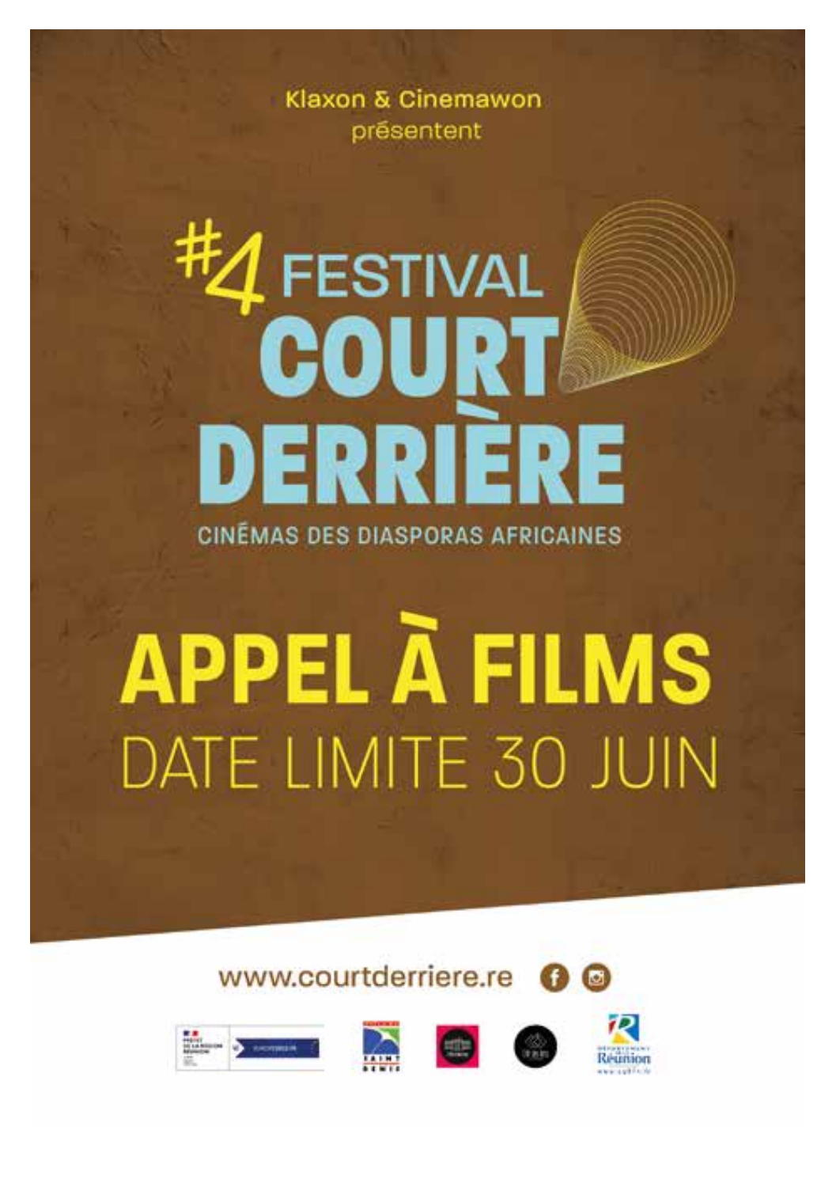Klaxon & Cinemawon
présentent

# #4 FESTIVAL COURT DERRIÈRE

CINÉMAS DES DIASPORAS AFRICAINES

## APPEL À FILMS

DATE LIMITE 30 JUIN

www.courtderriere.re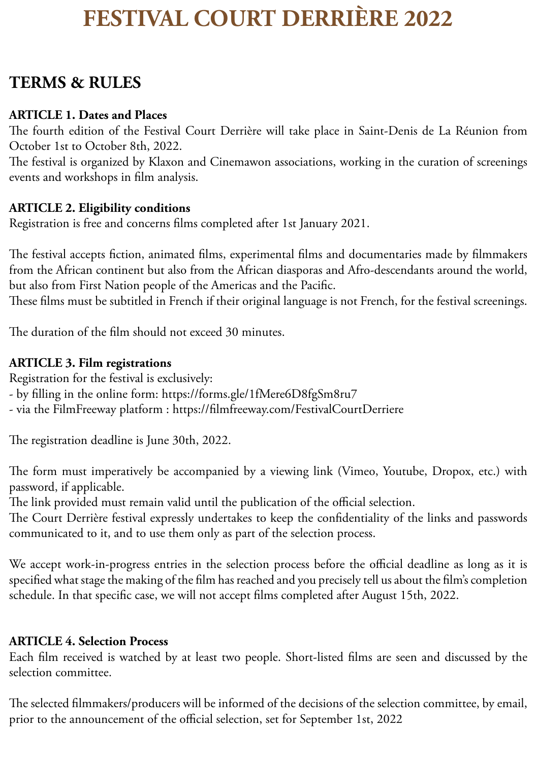# FESTIVAL COURT DERRIÈRE 2022

## TERMS & RULES

**ARTICLE 1. Dates and Places**

The fourth edition of the Festival Court Derrière will take place in Saint-Denis de La Réunion from October 1st to October 8th, 2022.
The festival is organized by Klaxon and Cinemawon associations, working in the curation of screenings events and workshops in film analysis.

**ARTICLE 2. Eligibility conditions**

Registration is free and concerns films completed after 1st January 2021.

The festival accepts fiction, animated films, experimental films and documentaries made by filmmakers from the African continent but also from the African diasporas and Afro-descendants around the world, but also from First Nation people of the Americas and the Pacific.
These films must be subtitled in French if their original language is not French, for the festival screenings.

The duration of the film should not exceed 30 minutes.

**ARTICLE 3. Film registrations**

Registration for the festival is exclusively:
- by filling in the online form: https://forms.gle/1fMere6D8fgSm8ru7
- via the FilmFreeway platform : https://filmfreeway.com/FestivalCourtDerriere

The registration deadline is June 30th, 2022.

The form must imperatively be accompanied by a viewing link (Vimeo, Youtube, Dropox, etc.) with password, if applicable.
The link provided must remain valid until the publication of the official selection.
The Court Derrière festival expressly undertakes to keep the confidentiality of the links and passwords communicated to it, and to use them only as part of the selection process.

We accept work-in-progress entries in the selection process before the official deadline as long as it is specified what stage the making of the film has reached and you precisely tell us about the film's completion schedule. In that specific case, we will not accept films completed after August 15th, 2022.

**ARTICLE 4. Selection Process**

Each film received is watched by at least two people. Short-listed films are seen and discussed by the selection committee.

The selected filmmakers/producers will be informed of the decisions of the selection committee, by email, prior to the announcement of the official selection, set for September 1st, 2022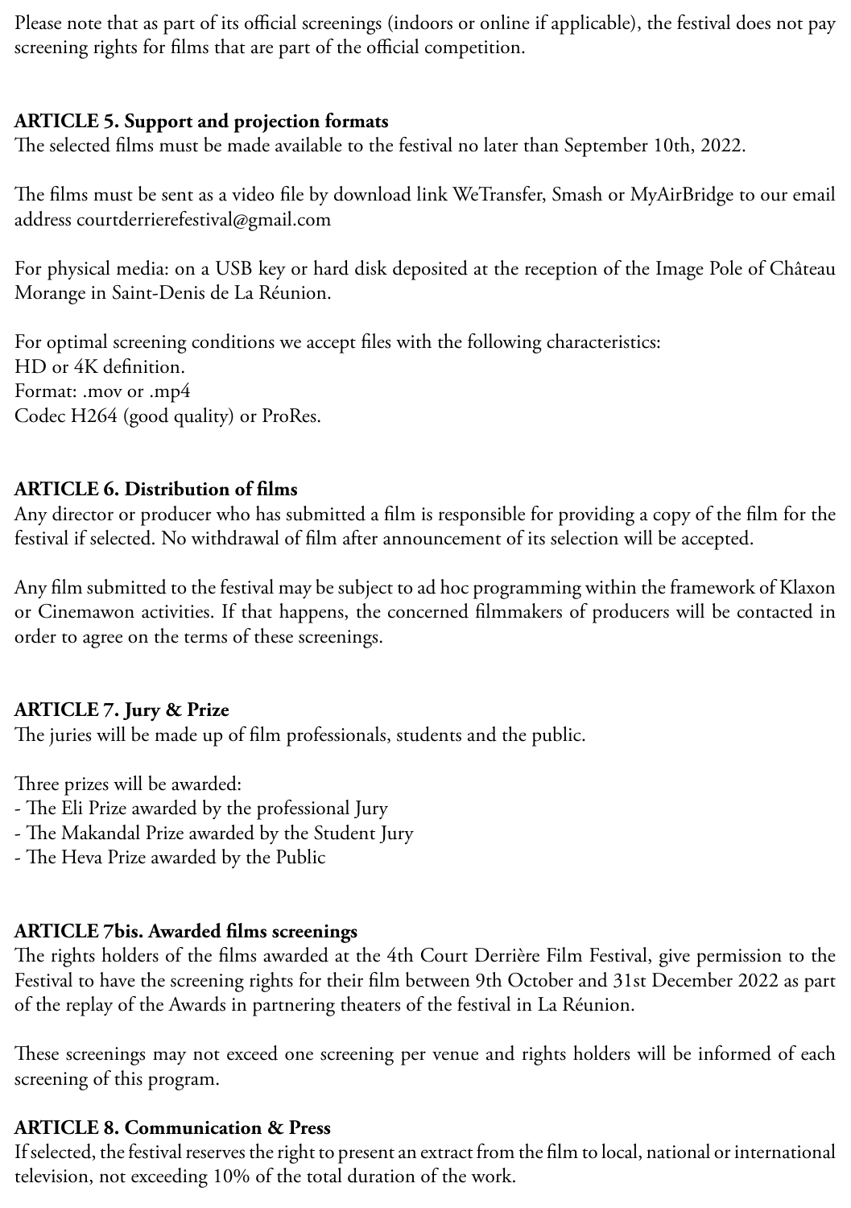Please note that as part of its official screenings (indoors or online if applicable), the festival does not pay screening rights for films that are part of the official competition.

## ARTICLE 5. Support and projection formats

The selected films must be made available to the festival no later than September 10th, 2022.

The films must be sent as a video file by download link WeTransfer, Smash or MyAirBridge to our email address courtderrierefestival@gmail.com

For physical media: on a USB key or hard disk deposited at the reception of the Image Pole of Château Morange in Saint-Denis de La Réunion.

For optimal screening conditions we accept files with the following characteristics:
HD or 4K definition.
Format: .mov or .mp4
Codec H264 (good quality) or ProRes.

## ARTICLE 6. Distribution of films

Any director or producer who has submitted a film is responsible for providing a copy of the film for the festival if selected. No withdrawal of film after announcement of its selection will be accepted.

Any film submitted to the festival may be subject to ad hoc programming within the framework of Klaxon or Cinemawon activities. If that happens, the concerned filmmakers of producers will be contacted in order to agree on the terms of these screenings.

## ARTICLE 7. Jury & Prize

The juries will be made up of film professionals, students and the public.

Three prizes will be awarded:
- The Eli Prize awarded by the professional Jury
- The Makandal Prize awarded by the Student Jury
- The Heva Prize awarded by the Public

## ARTICLE 7bis. Awarded films screenings

The rights holders of the films awarded at the 4th Court Derrière Film Festival, give permission to the Festival to have the screening rights for their film between 9th October and 31st December 2022 as part of the replay of the Awards in partnering theaters of the festival in La Réunion.

These screenings may not exceed one screening per venue and rights holders will be informed of each screening of this program.

## ARTICLE 8. Communication & Press

If selected, the festival reserves the right to present an extract from the film to local, national or international television, not exceeding 10% of the total duration of the work.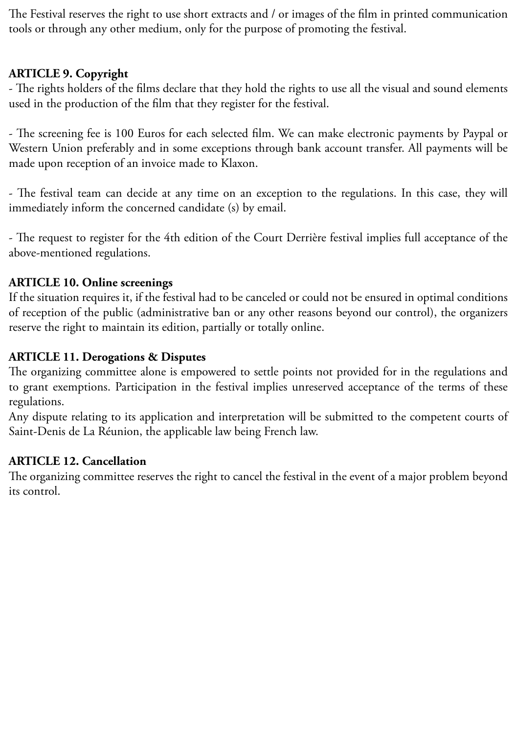The Festival reserves the right to use short extracts and / or images of the film in printed communication tools or through any other medium, only for the purpose of promoting the festival.

**ARTICLE 9. Copyright**

- The rights holders of the films declare that they hold the rights to use all the visual and sound elements used in the production of the film that they register for the festival.

- The screening fee is 100 Euros for each selected film. We can make electronic payments by Paypal or Western Union preferably and in some exceptions through bank account transfer. All payments will be made upon reception of an invoice made to Klaxon.

- The festival team can decide at any time on an exception to the regulations. In this case, they will immediately inform the concerned candidate (s) by email.

- The request to register for the 4th edition of the Court Derrière festival implies full acceptance of the above-mentioned regulations.

**ARTICLE 10. Online screenings**

If the situation requires it, if the festival had to be canceled or could not be ensured in optimal conditions of reception of the public (administrative ban or any other reasons beyond our control), the organizers reserve the right to maintain its edition, partially or totally online.

**ARTICLE 11. Derogations & Disputes**

The organizing committee alone is empowered to settle points not provided for in the regulations and to grant exemptions. Participation in the festival implies unreserved acceptance of the terms of these regulations.

Any dispute relating to its application and interpretation will be submitted to the competent courts of Saint-Denis de La Réunion, the applicable law being French law.

**ARTICLE 12. Cancellation**

The organizing committee reserves the right to cancel the festival in the event of a major problem beyond its control.